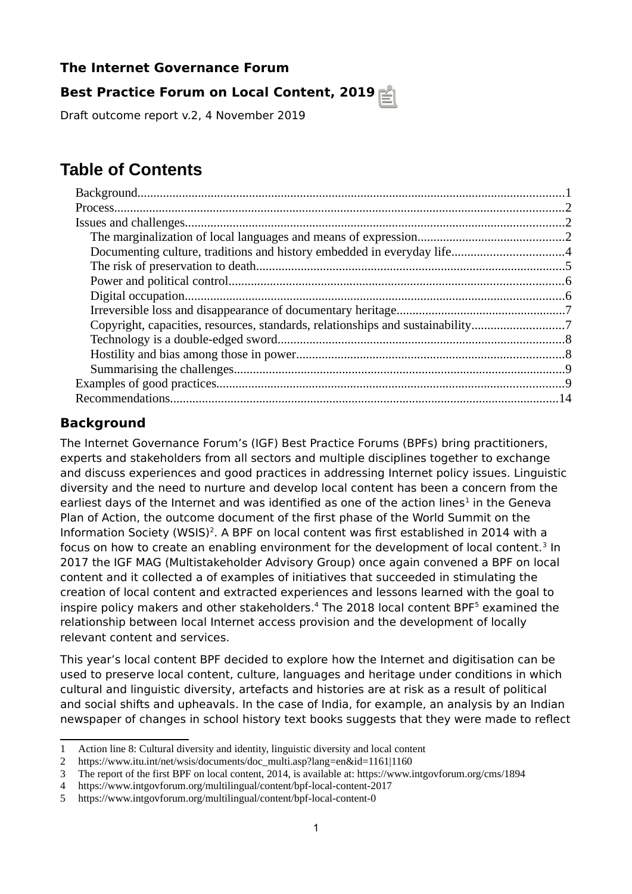**The Internet Governance Forum**

**Best Practice Forum on Local Content, 2019**

Draft outcome report v.2, 4 November 2019

# Table of Contents

- Background....1
- Process....2
- Issues and challenges....2
  - The marginalization of local languages and means of expression....2
  - Documenting culture, traditions and history embedded in everyday life....4
  - The risk of preservation to death....5
  - Power and political control....6
  - Digital occupation....6
  - Irreversible loss and disappearance of documentary heritage....7
  - Copyright, capacities, resources, standards, relationships and sustainability....7
  - Technology is a double-edged sword....8
  - Hostility and bias among those in power....8
  - Summarising the challenges....9
- Examples of good practices....9
- Recommendations....14

## Background

The Internet Governance Forum's (IGF) Best Practice Forums (BPFs) bring practitioners, experts and stakeholders from all sectors and multiple disciplines together to exchange and discuss experiences and good practices in addressing Internet policy issues. Linguistic diversity and the need to nurture and develop local content has been a concern from the earliest days of the Internet and was identified as one of the action lines[1] in the Geneva Plan of Action, the outcome document of the first phase of the World Summit on the Information Society (WSIS)[2]. A BPF on local content was first established in 2014 with a focus on how to create an enabling environment for the development of local content.[3] In 2017 the IGF MAG (Multistakeholder Advisory Group) once again convened a BPF on local content and it collected a of examples of initiatives that succeeded in stimulating the creation of local content and extracted experiences and lessons learned with the goal to inspire policy makers and other stakeholders.[4] The 2018 local content BPF[5] examined the relationship between local Internet access provision and the development of locally relevant content and services.

This year's local content BPF decided to explore how the Internet and digitisation can be used to preserve local content, culture, languages and heritage under conditions in which cultural and linguistic diversity, artefacts and histories are at risk as a result of political and social shifts and upheavals. In the case of India, for example, an analysis by an Indian newspaper of changes in school history text books suggests that they were made to reflect

1 Action line 8: Cultural diversity and identity, linguistic diversity and local content

2 https://www.itu.int/net/wsis/documents/doc_multi.asp?lang=en&id=1161|1160

3 The report of the first BPF on local content, 2014, is available at: https://www.intgovforum.org/cms/1894

4 https://www.intgovforum.org/multilingual/content/bpf-local-content-2017

5 https://www.intgovforum.org/multilingual/content/bpf-local-content-0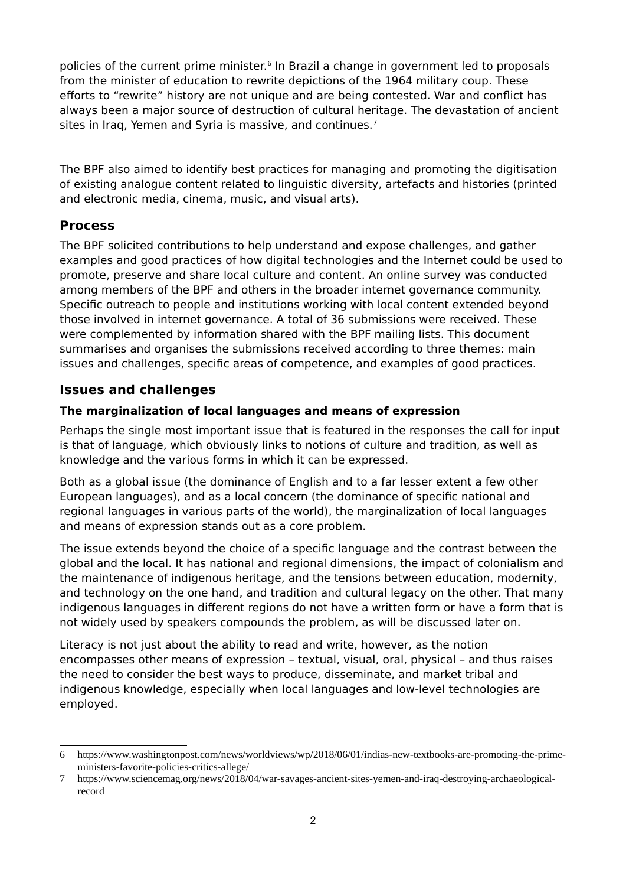policies of the current prime minister.[6] In Brazil a change in government led to proposals from the minister of education to rewrite depictions of the 1964 military coup. These efforts to “rewrite” history are not unique and are being contested. War and conflict has always been a major source of destruction of cultural heritage. The devastation of ancient sites in Iraq, Yemen and Syria is massive, and continues.[7]

The BPF also aimed to identify best practices for managing and promoting the digitisation of existing analogue content related to linguistic diversity, artefacts and histories (printed and electronic media, cinema, music, and visual arts).

## Process

The BPF solicited contributions to help understand and expose challenges, and gather examples and good practices of how digital technologies and the Internet could be used to promote, preserve and share local culture and content. An online survey was conducted among members of the BPF and others in the broader internet governance community. Specific outreach to people and institutions working with local content extended beyond those involved in internet governance. A total of 36 submissions were received. These were complemented by information shared with the BPF mailing lists. This document summarises and organises the submissions received according to three themes: main issues and challenges, specific areas of competence, and examples of good practices.

## Issues and challenges

### The marginalization of local languages and means of expression

Perhaps the single most important issue that is featured in the responses the call for input is that of language, which obviously links to notions of culture and tradition, as well as knowledge and the various forms in which it can be expressed.

Both as a global issue (the dominance of English and to a far lesser extent a few other European languages), and as a local concern (the dominance of specific national and regional languages in various parts of the world), the marginalization of local languages and means of expression stands out as a core problem.

The issue extends beyond the choice of a specific language and the contrast between the global and the local. It has national and regional dimensions, the impact of colonialism and the maintenance of indigenous heritage, and the tensions between education, modernity, and technology on the one hand, and tradition and cultural legacy on the other. That many indigenous languages in different regions do not have a written form or have a form that is not widely used by speakers compounds the problem, as will be discussed later on.

Literacy is not just about the ability to read and write, however, as the notion encompasses other means of expression – textual, visual, oral, physical – and thus raises the need to consider the best ways to produce, disseminate, and market tribal and indigenous knowledge, especially when local languages and low-level technologies are employed.

---

6 https://www.washingtonpost.com/news/worldviews/wp/2018/06/01/indias-new-textbooks-are-promoting-the-prime-ministers-favorite-policies-critics-allege/

7 https://www.sciencemag.org/news/2018/04/war-savages-ancient-sites-yemen-and-iraq-destroying-archaeological-record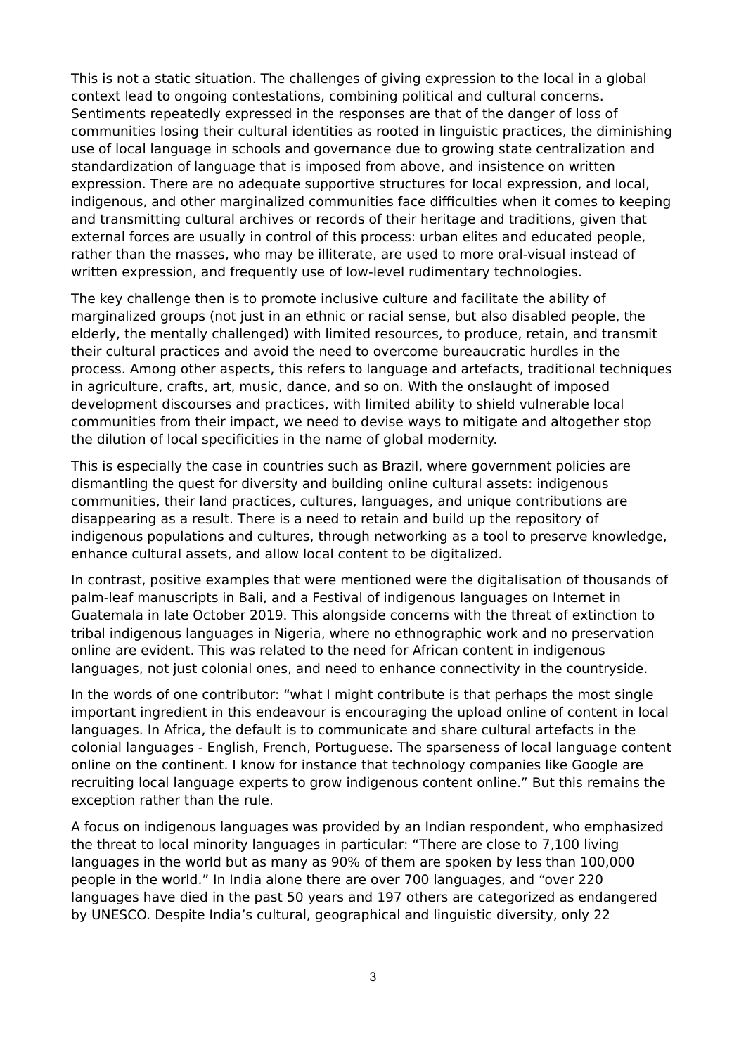This is not a static situation. The challenges of giving expression to the local in a global context lead to ongoing contestations, combining political and cultural concerns. Sentiments repeatedly expressed in the responses are that of the danger of loss of communities losing their cultural identities as rooted in linguistic practices, the diminishing use of local language in schools and governance due to growing state centralization and standardization of language that is imposed from above, and insistence on written expression. There are no adequate supportive structures for local expression, and local, indigenous, and other marginalized communities face difficulties when it comes to keeping and transmitting cultural archives or records of their heritage and traditions, given that external forces are usually in control of this process: urban elites and educated people, rather than the masses, who may be illiterate, are used to more oral-visual instead of written expression, and frequently use of low-level rudimentary technologies.

The key challenge then is to promote inclusive culture and facilitate the ability of marginalized groups (not just in an ethnic or racial sense, but also disabled people, the elderly, the mentally challenged) with limited resources, to produce, retain, and transmit their cultural practices and avoid the need to overcome bureaucratic hurdles in the process. Among other aspects, this refers to language and artefacts, traditional techniques in agriculture, crafts, art, music, dance, and so on. With the onslaught of imposed development discourses and practices, with limited ability to shield vulnerable local communities from their impact, we need to devise ways to mitigate and altogether stop the dilution of local specificities in the name of global modernity.

This is especially the case in countries such as Brazil, where government policies are dismantling the quest for diversity and building online cultural assets: indigenous communities, their land practices, cultures, languages, and unique contributions are disappearing as a result. There is a need to retain and build up the repository of indigenous populations and cultures, through networking as a tool to preserve knowledge, enhance cultural assets, and allow local content to be digitalized.

In contrast, positive examples that were mentioned were the digitalisation of thousands of palm-leaf manuscripts in Bali, and a Festival of indigenous languages on Internet in Guatemala in late October 2019. This alongside concerns with the threat of extinction to tribal indigenous languages in Nigeria, where no ethnographic work and no preservation online are evident. This was related to the need for African content in indigenous languages, not just colonial ones, and need to enhance connectivity in the countryside.

In the words of one contributor: "what I might contribute is that perhaps the most single important ingredient in this endeavour is encouraging the upload online of content in local languages. In Africa, the default is to communicate and share cultural artefacts in the colonial languages - English, French, Portuguese. The sparseness of local language content online on the continent. I know for instance that technology companies like Google are recruiting local language experts to grow indigenous content online." But this remains the exception rather than the rule.

A focus on indigenous languages was provided by an Indian respondent, who emphasized the threat to local minority languages in particular: "There are close to 7,100 living languages in the world but as many as 90% of them are spoken by less than 100,000 people in the world." In India alone there are over 700 languages, and "over 220 languages have died in the past 50 years and 197 others are categorized as endangered by UNESCO. Despite India's cultural, geographical and linguistic diversity, only 22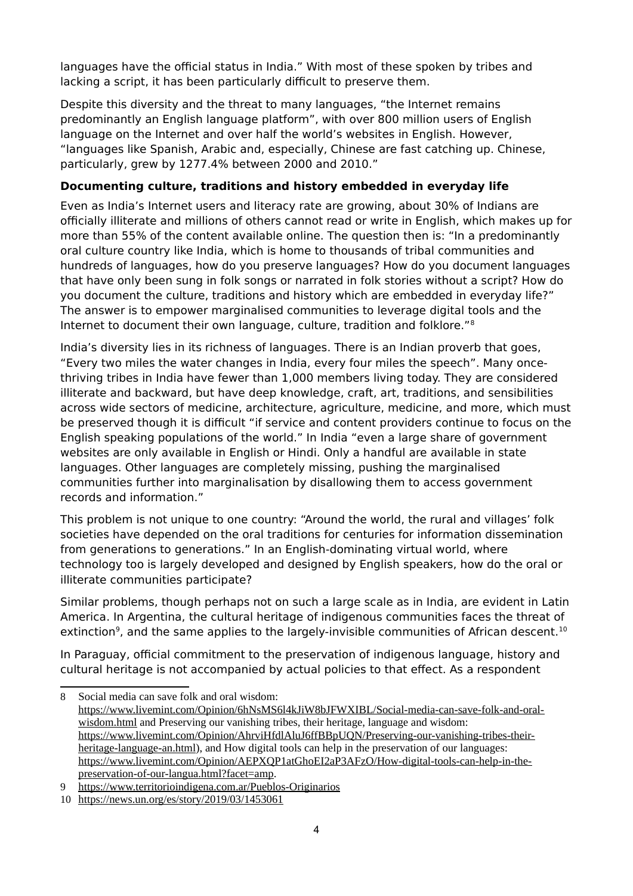languages have the official status in India." With most of these spoken by tribes and lacking a script, it has been particularly difficult to preserve them.

Despite this diversity and the threat to many languages, "the Internet remains predominantly an English language platform", with over 800 million users of English language on the Internet and over half the world's websites in English. However, "languages like Spanish, Arabic and, especially, Chinese are fast catching up. Chinese, particularly, grew by 1277.4% between 2000 and 2010."

**Documenting culture, traditions and history embedded in everyday life**

Even as India's Internet users and literacy rate are growing, about 30% of Indians are officially illiterate and millions of others cannot read or write in English, which makes up for more than 55% of the content available online. The question then is: "In a predominantly oral culture country like India, which is home to thousands of tribal communities and hundreds of languages, how do you preserve languages? How do you document languages that have only been sung in folk songs or narrated in folk stories without a script? How do you document the culture, traditions and history which are embedded in everyday life?" The answer is to empower marginalised communities to leverage digital tools and the Internet to document their own language, culture, tradition and folklore."[8]

India's diversity lies in its richness of languages. There is an Indian proverb that goes, "Every two miles the water changes in India, every four miles the speech". Many once-thriving tribes in India have fewer than 1,000 members living today. They are considered illiterate and backward, but have deep knowledge, craft, art, traditions, and sensibilities across wide sectors of medicine, architecture, agriculture, medicine, and more, which must be preserved though it is difficult "if service and content providers continue to focus on the English speaking populations of the world." In India "even a large share of government websites are only available in English or Hindi. Only a handful are available in state languages. Other languages are completely missing, pushing the marginalised communities further into marginalisation by disallowing them to access government records and information."

This problem is not unique to one country: "Around the world, the rural and villages' folk societies have depended on the oral traditions for centuries for information dissemination from generations to generations." In an English-dominating virtual world, where technology too is largely developed and designed by English speakers, how do the oral or illiterate communities participate?

Similar problems, though perhaps not on such a large scale as in India, are evident in Latin America. In Argentina, the cultural heritage of indigenous communities faces the threat of extinction[9], and the same applies to the largely-invisible communities of African descent.[10]

In Paraguay, official commitment to the preservation of indigenous language, history and cultural heritage is not accompanied by actual policies to that effect. As a respondent

---

8 Social media can save folk and oral wisdom: https://www.livemint.com/Opinion/6hNsMS6l4kJiW8bJFWXIBL/Social-media-can-save-folk-and-oral-wisdom.html and Preserving our vanishing tribes, their heritage, language and wisdom: https://www.livemint.com/Opinion/AhrviHfdlAluJ6ffBBpUQN/Preserving-our-vanishing-tribes-their-heritage-language-an.html), and How digital tools can help in the preservation of our languages: https://www.livemint.com/Opinion/AEPXQP1atGhoEI2aP3AFzO/How-digital-tools-can-help-in-the-preservation-of-our-langua.html?facet=amp.

9 https://www.territorioindigena.com.ar/Pueblos-Originarios

10 https://news.un.org/es/story/2019/03/1453061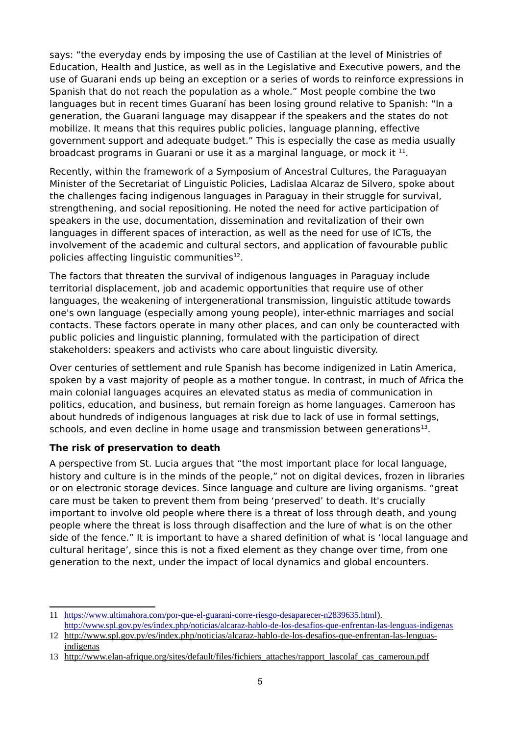says: "the everyday ends by imposing the use of Castilian at the level of Ministries of Education, Health and Justice, as well as in the Legislative and Executive powers, and the use of Guarani ends up being an exception or a series of words to reinforce expressions in Spanish that do not reach the population as a whole." Most people combine the two languages but in recent times Guaraní has been losing ground relative to Spanish: "In a generation, the Guarani language may disappear if the speakers and the states do not mobilize. It means that this requires public policies, language planning, effective government support and adequate budget." This is especially the case as media usually broadcast programs in Guarani or use it as a marginal language, or mock it [11].

Recently, within the framework of a Symposium of Ancestral Cultures, the Paraguayan Minister of the Secretariat of Linguistic Policies, Ladislaa Alcaraz de Silvero, spoke about the challenges facing indigenous languages in Paraguay in their struggle for survival, strengthening, and social repositioning. He noted the need for active participation of speakers in the use, documentation, dissemination and revitalization of their own languages in different spaces of interaction, as well as the need for use of ICTs, the involvement of the academic and cultural sectors, and application of favourable public policies affecting linguistic communities[12].

The factors that threaten the survival of indigenous languages in Paraguay include territorial displacement, job and academic opportunities that require use of other languages, the weakening of intergenerational transmission, linguistic attitude towards one's own language (especially among young people), inter-ethnic marriages and social contacts. These factors operate in many other places, and can only be counteracted with public policies and linguistic planning, formulated with the participation of direct stakeholders: speakers and activists who care about linguistic diversity.

Over centuries of settlement and rule Spanish has become indigenized in Latin America, spoken by a vast majority of people as a mother tongue. In contrast, in much of Africa the main colonial languages acquires an elevated status as media of communication in politics, education, and business, but remain foreign as home languages. Cameroon has about hundreds of indigenous languages at risk due to lack of use in formal settings, schools, and even decline in home usage and transmission between generations[13].

**The risk of preservation to death**

A perspective from St. Lucia argues that "the most important place for local language, history and culture is in the minds of the people," not on digital devices, frozen in libraries or on electronic storage devices. Since language and culture are living organisms. "great care must be taken to prevent them from being 'preserved' to death. It's crucially important to involve old people where there is a threat of loss through death, and young people where the threat is loss through disaffection and the lure of what is on the other side of the fence." It is important to have a shared definition of what is 'local language and cultural heritage', since this is not a fixed element as they change over time, from one generation to the next, under the impact of local dynamics and global encounters.

---

11 https://www.ultimahora.com/por-que-el-guarani-corre-riesgo-desaparecer-n2839635.html). http://www.spl.gov.py/es/index.php/noticias/alcaraz-hablo-de-los-desafios-que-enfrentan-las-lenguas-indigenas

12 http://www.spl.gov.py/es/index.php/noticias/alcaraz-hablo-de-los-desafios-que-enfrentan-las-lenguas-indigenas

13 http://www.elan-afrique.org/sites/default/files/fichiers_attaches/rapport_lascolaf_cas_cameroun.pdf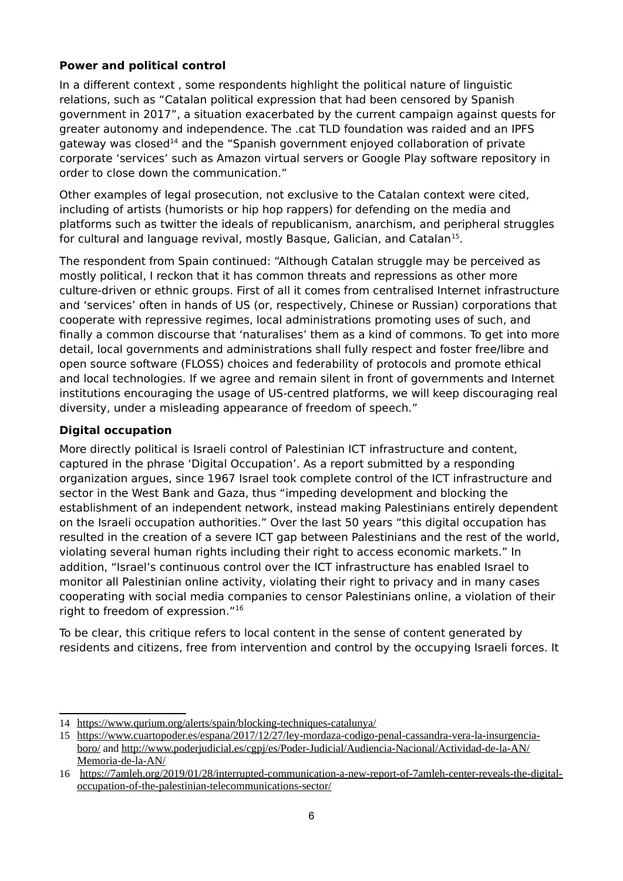**Power and political control**

In a different context , some respondents highlight the political nature of linguistic relations, such as "Catalan political expression that had been censored by Spanish government in 2017", a situation exacerbated by the current campaign against quests for greater autonomy and independence. The .cat TLD foundation was raided and an IPFS gateway was closed[14] and the "Spanish government enjoyed collaboration of private corporate 'services' such as Amazon virtual servers or Google Play software repository in order to close down the communication."

Other examples of legal prosecution, not exclusive to the Catalan context were cited, including of artists (humorists or hip hop rappers) for defending on the media and platforms such as twitter the ideals of republicanism, anarchism, and peripheral struggles for cultural and language revival, mostly Basque, Galician, and Catalan[15].

The respondent from Spain continued: "Although Catalan struggle may be perceived as mostly political, I reckon that it has common threats and repressions as other more culture-driven or ethnic groups. First of all it comes from centralised Internet infrastructure and 'services' often in hands of US (or, respectively, Chinese or Russian) corporations that cooperate with repressive regimes, local administrations promoting uses of such, and finally a common discourse that 'naturalises' them as a kind of commons. To get into more detail, local governments and administrations shall fully respect and foster free/libre and open source software (FLOSS) choices and federability of protocols and promote ethical and local technologies. If we agree and remain silent in front of governments and Internet institutions encouraging the usage of US-centred platforms, we will keep discouraging real diversity, under a misleading appearance of freedom of speech."

**Digital occupation**

More directly political is Israeli control of Palestinian ICT infrastructure and content, captured in the phrase 'Digital Occupation'. As a report submitted by a responding organization argues, since 1967 Israel took complete control of the ICT infrastructure and sector in the West Bank and Gaza, thus "impeding development and blocking the establishment of an independent network, instead making Palestinians entirely dependent on the Israeli occupation authorities." Over the last 50 years "this digital occupation has resulted in the creation of a severe ICT gap between Palestinians and the rest of the world, violating several human rights including their right to access economic markets." In addition, "Israel's continuous control over the ICT infrastructure has enabled Israel to monitor all Palestinian online activity, violating their right to privacy and in many cases cooperating with social media companies to censor Palestinians online, a violation of their right to freedom of expression."[16]

To be clear, this critique refers to local content in the sense of content generated by residents and citizens, free from intervention and control by the occupying Israeli forces. It

---

14 https://www.qurium.org/alerts/spain/blocking-techniques-catalunya/

15 https://www.cuartopoder.es/espana/2017/12/27/ley-mordaza-codigo-penal-cassandra-vera-la-insurgencia-boro/ and http://www.poderjudicial.es/cgpj/es/Poder-Judicial/Audiencia-Nacional/Actividad-de-la-AN/Memoria-de-la-AN/

16 https://7amleh.org/2019/01/28/interrupted-communication-a-new-report-of-7amleh-center-reveals-the-digital-occupation-of-the-palestinian-telecommunications-sector/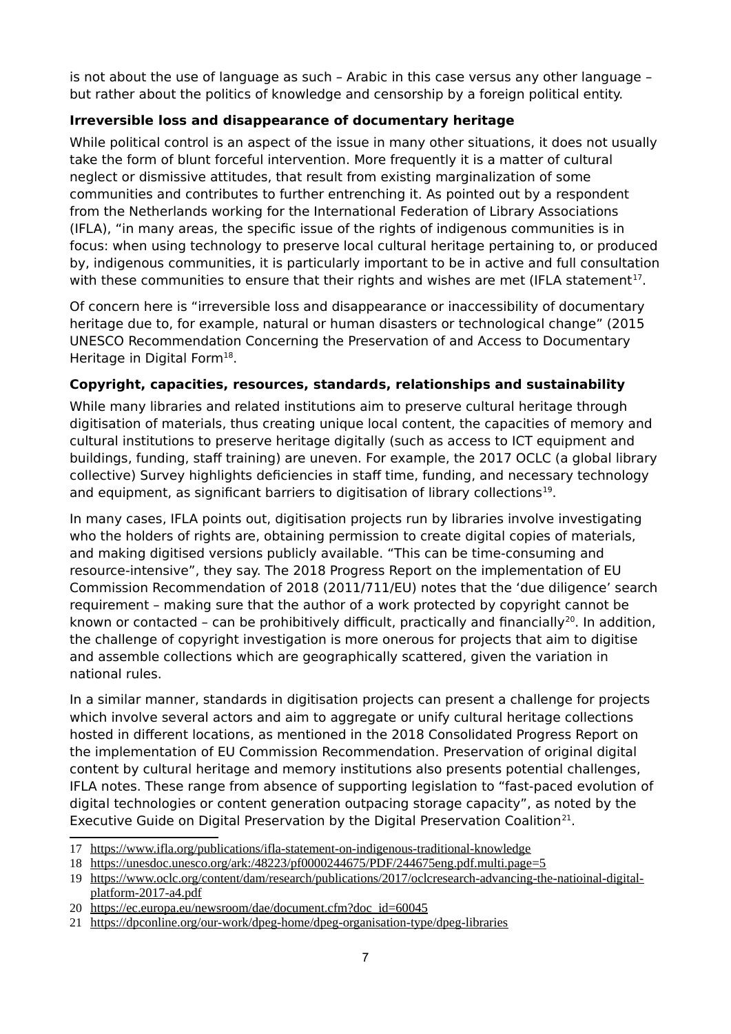is not about the use of language as such – Arabic in this case versus any other language – but rather about the politics of knowledge and censorship by a foreign political entity.

**Irreversible loss and disappearance of documentary heritage**

While political control is an aspect of the issue in many other situations, it does not usually take the form of blunt forceful intervention. More frequently it is a matter of cultural neglect or dismissive attitudes, that result from existing marginalization of some communities and contributes to further entrenching it. As pointed out by a respondent from the Netherlands working for the International Federation of Library Associations (IFLA), "in many areas, the specific issue of the rights of indigenous communities is in focus: when using technology to preserve local cultural heritage pertaining to, or produced by, indigenous communities, it is particularly important to be in active and full consultation with these communities to ensure that their rights and wishes are met (IFLA statement[17].

Of concern here is "irreversible loss and disappearance or inaccessibility of documentary heritage due to, for example, natural or human disasters or technological change" (2015 UNESCO Recommendation Concerning the Preservation of and Access to Documentary Heritage in Digital Form[18].

**Copyright, capacities, resources, standards, relationships and sustainability**

While many libraries and related institutions aim to preserve cultural heritage through digitisation of materials, thus creating unique local content, the capacities of memory and cultural institutions to preserve heritage digitally (such as access to ICT equipment and buildings, funding, staff training) are uneven. For example, the 2017 OCLC (a global library collective) Survey highlights deficiencies in staff time, funding, and necessary technology and equipment, as significant barriers to digitisation of library collections[19].

In many cases, IFLA points out, digitisation projects run by libraries involve investigating who the holders of rights are, obtaining permission to create digital copies of materials, and making digitised versions publicly available. "This can be time-consuming and resource-intensive", they say. The 2018 Progress Report on the implementation of EU Commission Recommendation of 2018 (2011/711/EU) notes that the 'due diligence' search requirement – making sure that the author of a work protected by copyright cannot be known or contacted – can be prohibitively difficult, practically and financially[20]. In addition, the challenge of copyright investigation is more onerous for projects that aim to digitise and assemble collections which are geographically scattered, given the variation in national rules.

In a similar manner, standards in digitisation projects can present a challenge for projects which involve several actors and aim to aggregate or unify cultural heritage collections hosted in different locations, as mentioned in the 2018 Consolidated Progress Report on the implementation of EU Commission Recommendation. Preservation of original digital content by cultural heritage and memory institutions also presents potential challenges, IFLA notes. These range from absence of supporting legislation to "fast-paced evolution of digital technologies or content generation outpacing storage capacity", as noted by the Executive Guide on Digital Preservation by the Digital Preservation Coalition[21].

---

17 https://www.ifla.org/publications/ifla-statement-on-indigenous-traditional-knowledge

18 https://unesdoc.unesco.org/ark:/48223/pf0000244675/PDF/244675eng.pdf.multi.page=5

19 https://www.oclc.org/content/dam/research/publications/2017/oclcresearch-advancing-the-natioinal-digital-platform-2017-a4.pdf

20 https://ec.europa.eu/newsroom/dae/document.cfm?doc_id=60045

21 https://dpconline.org/our-work/dpeg-home/dpeg-organisation-type/dpeg-libraries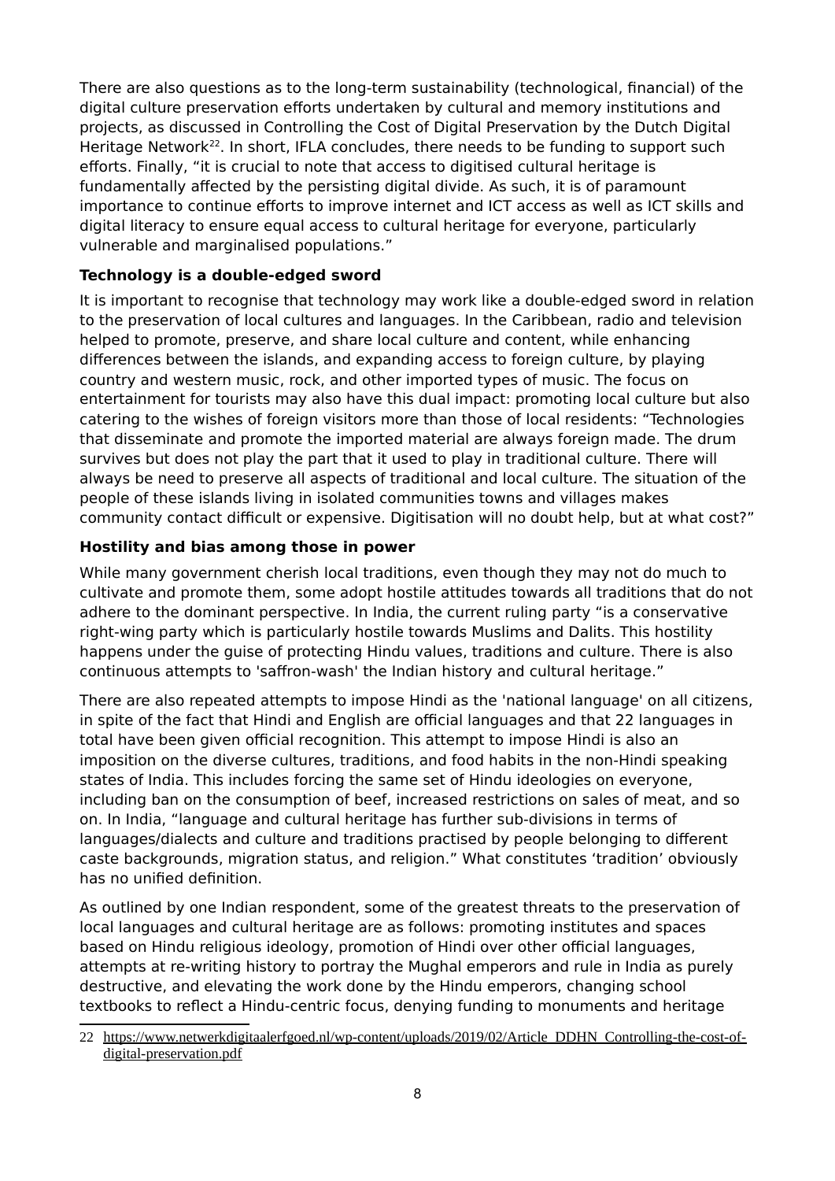There are also questions as to the long-term sustainability (technological, financial) of the digital culture preservation efforts undertaken by cultural and memory institutions and projects, as discussed in Controlling the Cost of Digital Preservation by the Dutch Digital Heritage Network[22]. In short, IFLA concludes, there needs to be funding to support such efforts. Finally, "it is crucial to note that access to digitised cultural heritage is fundamentally affected by the persisting digital divide. As such, it is of paramount importance to continue efforts to improve internet and ICT access as well as ICT skills and digital literacy to ensure equal access to cultural heritage for everyone, particularly vulnerable and marginalised populations."

### Technology is a double-edged sword

It is important to recognise that technology may work like a double-edged sword in relation to the preservation of local cultures and languages. In the Caribbean, radio and television helped to promote, preserve, and share local culture and content, while enhancing differences between the islands, and expanding access to foreign culture, by playing country and western music, rock, and other imported types of music. The focus on entertainment for tourists may also have this dual impact: promoting local culture but also catering to the wishes of foreign visitors more than those of local residents: "Technologies that disseminate and promote the imported material are always foreign made. The drum survives but does not play the part that it used to play in traditional culture. There will always be need to preserve all aspects of traditional and local culture. The situation of the people of these islands living in isolated communities towns and villages makes community contact difficult or expensive. Digitisation will no doubt help, but at what cost?"

### Hostility and bias among those in power

While many government cherish local traditions, even though they may not do much to cultivate and promote them, some adopt hostile attitudes towards all traditions that do not adhere to the dominant perspective. In India, the current ruling party "is a conservative right-wing party which is particularly hostile towards Muslims and Dalits. This hostility happens under the guise of protecting Hindu values, traditions and culture. There is also continuous attempts to 'saffron-wash' the Indian history and cultural heritage."

There are also repeated attempts to impose Hindi as the 'national language' on all citizens, in spite of the fact that Hindi and English are official languages and that 22 languages in total have been given official recognition. This attempt to impose Hindi is also an imposition on the diverse cultures, traditions, and food habits in the non-Hindi speaking states of India. This includes forcing the same set of Hindu ideologies on everyone, including ban on the consumption of beef, increased restrictions on sales of meat, and so on. In India, "language and cultural heritage has further sub-divisions in terms of languages/dialects and culture and traditions practised by people belonging to different caste backgrounds, migration status, and religion." What constitutes 'tradition' obviously has no unified definition.

As outlined by one Indian respondent, some of the greatest threats to the preservation of local languages and cultural heritage are as follows: promoting institutes and spaces based on Hindu religious ideology, promotion of Hindi over other official languages, attempts at re-writing history to portray the Mughal emperors and rule in India as purely destructive, and elevating the work done by the Hindu emperors, changing school textbooks to reflect a Hindu-centric focus, denying funding to monuments and heritage

---

22 https://www.netwerkdigitaalerfgoed.nl/wp-content/uploads/2019/02/Article_DDHN_Controlling-the-cost-of-digital-preservation.pdf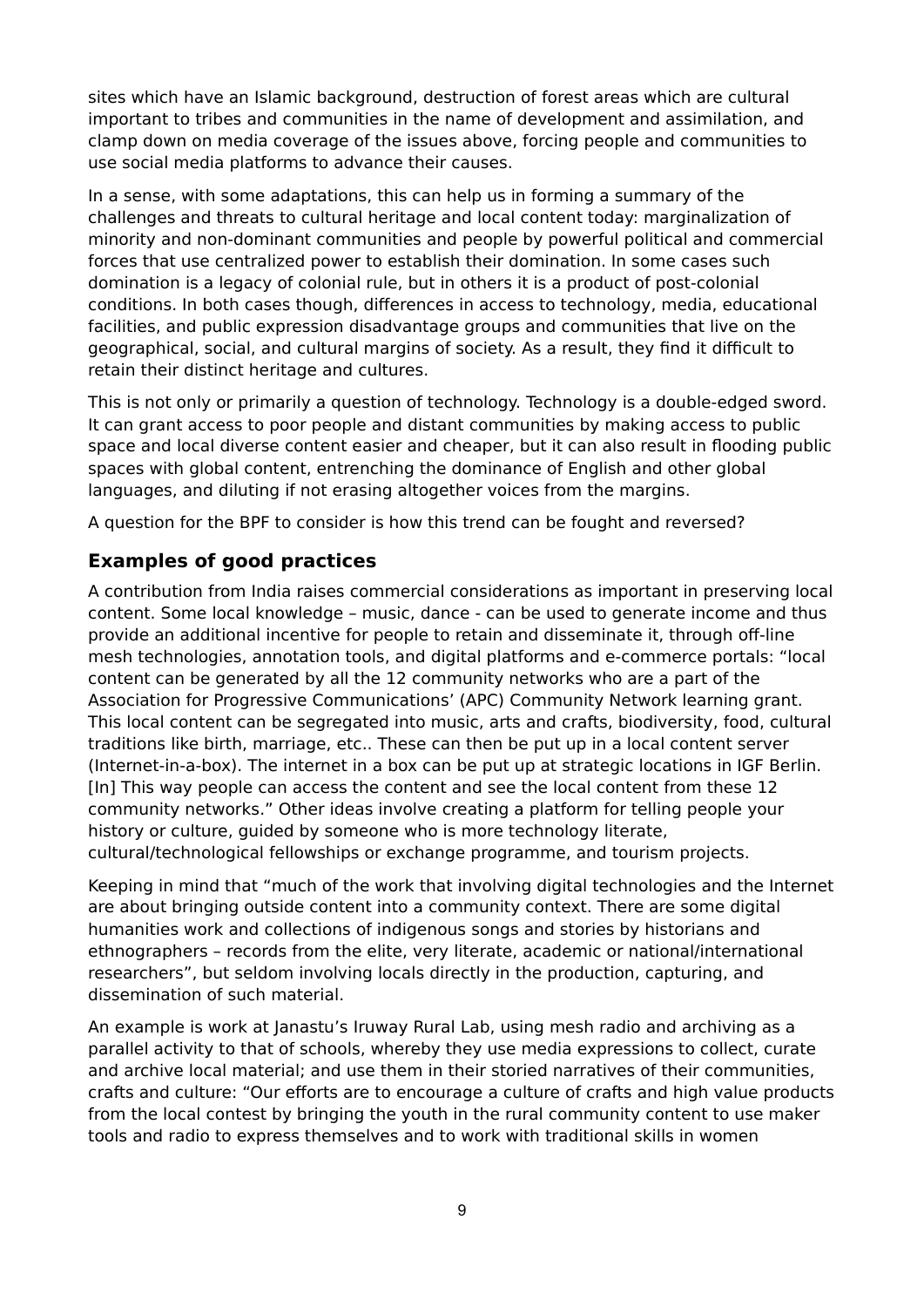sites which have an Islamic background, destruction of forest areas which are cultural important to tribes and communities in the name of development and assimilation, and clamp down on media coverage of the issues above, forcing people and communities to use social media platforms to advance their causes.

In a sense, with some adaptations, this can help us in forming a summary of the challenges and threats to cultural heritage and local content today: marginalization of minority and non-dominant communities and people by powerful political and commercial forces that use centralized power to establish their domination. In some cases such domination is a legacy of colonial rule, but in others it is a product of post-colonial conditions. In both cases though, differences in access to technology, media, educational facilities, and public expression disadvantage groups and communities that live on the geographical, social, and cultural margins of society. As a result, they find it difficult to retain their distinct heritage and cultures.

This is not only or primarily a question of technology. Technology is a double-edged sword. It can grant access to poor people and distant communities by making access to public space and local diverse content easier and cheaper, but it can also result in flooding public spaces with global content, entrenching the dominance of English and other global languages, and diluting if not erasing altogether voices from the margins.

A question for the BPF to consider is how this trend can be fought and reversed?

## Examples of good practices

A contribution from India raises commercial considerations as important in preserving local content. Some local knowledge – music, dance - can be used to generate income and thus provide an additional incentive for people to retain and disseminate it, through off-line mesh technologies, annotation tools, and digital platforms and e-commerce portals: "local content can be generated by all the 12 community networks who are a part of the Association for Progressive Communications' (APC) Community Network learning grant. This local content can be segregated into music, arts and crafts, biodiversity, food, cultural traditions like birth, marriage, etc.. These can then be put up in a local content server (Internet-in-a-box). The internet in a box can be put up at strategic locations in IGF Berlin. [In] This way people can access the content and see the local content from these 12 community networks." Other ideas involve creating a platform for telling people your history or culture, guided by someone who is more technology literate, cultural/technological fellowships or exchange programme, and tourism projects.

Keeping in mind that "much of the work that involving digital technologies and the Internet are about bringing outside content into a community context. There are some digital humanities work and collections of indigenous songs and stories by historians and ethnographers – records from the elite, very literate, academic or national/international researchers", but seldom involving locals directly in the production, capturing, and dissemination of such material.

An example is work at Janastu's Iruway Rural Lab, using mesh radio and archiving as a parallel activity to that of schools, whereby they use media expressions to collect, curate and archive local material; and use them in their storied narratives of their communities, crafts and culture: "Our efforts are to encourage a culture of crafts and high value products from the local contest by bringing the youth in the rural community content to use maker tools and radio to express themselves and to work with traditional skills in women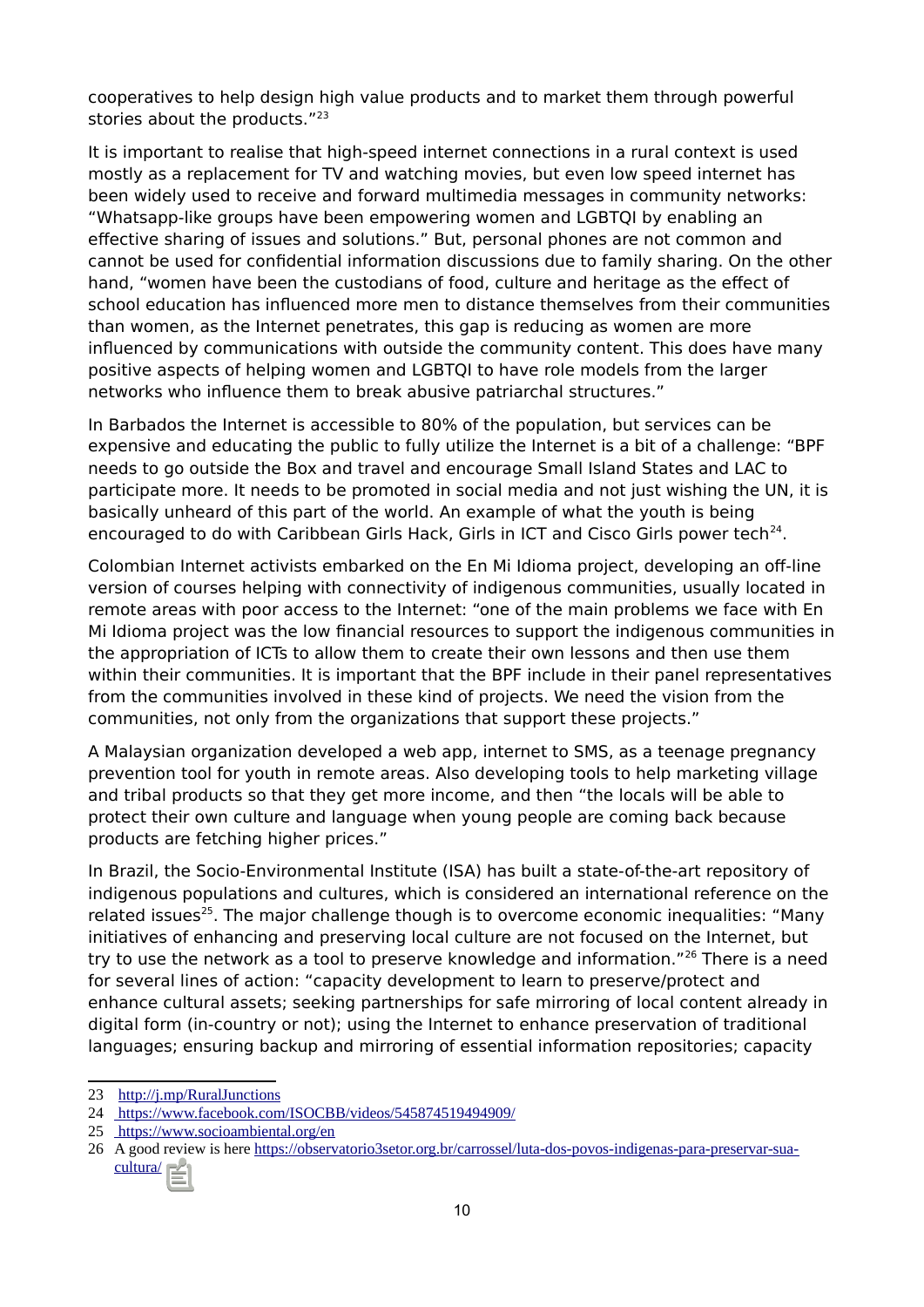cooperatives to help design high value products and to market them through powerful stories about the products."[23]

It is important to realise that high-speed internet connections in a rural context is used mostly as a replacement for TV and watching movies, but even low speed internet has been widely used to receive and forward multimedia messages in community networks: "Whatsapp-like groups have been empowering women and LGBTQI by enabling an effective sharing of issues and solutions." But, personal phones are not common and cannot be used for confidential information discussions due to family sharing. On the other hand, "women have been the custodians of food, culture and heritage as the effect of school education has influenced more men to distance themselves from their communities than women, as the Internet penetrates, this gap is reducing as women are more influenced by communications with outside the community content. This does have many positive aspects of helping women and LGBTQI to have role models from the larger networks who influence them to break abusive patriarchal structures."

In Barbados the Internet is accessible to 80% of the population, but services can be expensive and educating the public to fully utilize the Internet is a bit of a challenge: "BPF needs to go outside the Box and travel and encourage Small Island States and LAC to participate more. It needs to be promoted in social media and not just wishing the UN, it is basically unheard of this part of the world. An example of what the youth is being encouraged to do with Caribbean Girls Hack, Girls in ICT and Cisco Girls power tech[24].

Colombian Internet activists embarked on the En Mi Idioma project, developing an off-line version of courses helping with connectivity of indigenous communities, usually located in remote areas with poor access to the Internet: "one of the main problems we face with En Mi Idioma project was the low financial resources to support the indigenous communities in the appropriation of ICTs to allow them to create their own lessons and then use them within their communities. It is important that the BPF include in their panel representatives from the communities involved in these kind of projects. We need the vision from the communities, not only from the organizations that support these projects."

A Malaysian organization developed a web app, internet to SMS, as a teenage pregnancy prevention tool for youth in remote areas. Also developing tools to help marketing village and tribal products so that they get more income, and then "the locals will be able to protect their own culture and language when young people are coming back because products are fetching higher prices."

In Brazil, the Socio-Environmental Institute (ISA) has built a state-of-the-art repository of indigenous populations and cultures, which is considered an international reference on the related issues[25]. The major challenge though is to overcome economic inequalities: "Many initiatives of enhancing and preserving local culture are not focused on the Internet, but try to use the network as a tool to preserve knowledge and information."[26] There is a need for several lines of action: "capacity development to learn to preserve/protect and enhance cultural assets; seeking partnerships for safe mirroring of local content already in digital form (in-country or not); using the Internet to enhance preservation of traditional languages; ensuring backup and mirroring of essential information repositories; capacity

---

23 http://j.mp/RuralJunctions

24 https://www.facebook.com/ISOCBB/videos/545874519494909/

25 https://www.socioambiental.org/en

26 A good review is here https://observatorio3setor.org.br/carrossel/luta-dos-povos-indigenas-para-preservar-sua-cultura/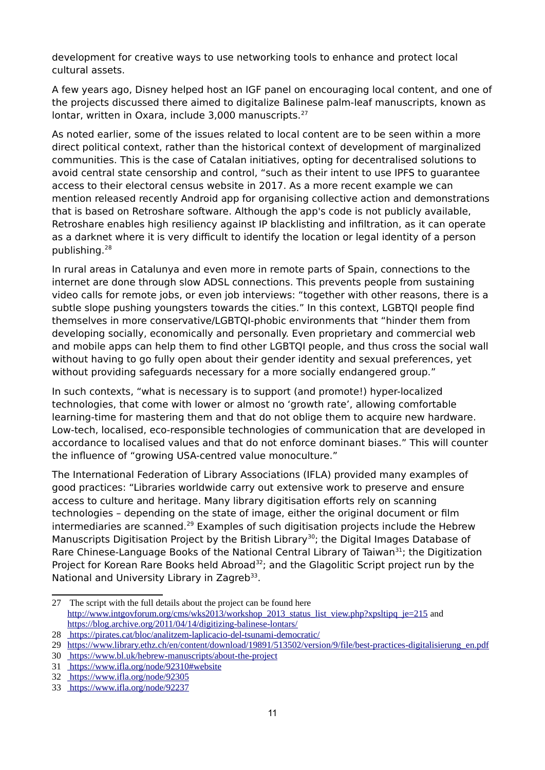development for creative ways to use networking tools to enhance and protect local cultural assets.

A few years ago, Disney helped host an IGF panel on encouraging local content, and one of the projects discussed there aimed to digitalize Balinese palm-leaf manuscripts, known as lontar, written in Oxara, include 3,000 manuscripts.[27]

As noted earlier, some of the issues related to local content are to be seen within a more direct political context, rather than the historical context of development of marginalized communities. This is the case of Catalan initiatives, opting for decentralised solutions to avoid central state censorship and control, "such as their intent to use IPFS to guarantee access to their electoral census website in 2017. As a more recent example we can mention released recently Android app for organising collective action and demonstrations that is based on Retroshare software. Although the app's code is not publicly available, Retroshare enables high resiliency against IP blacklisting and infiltration, as it can operate as a darknet where it is very difficult to identify the location or legal identity of a person publishing.[28]

In rural areas in Catalunya and even more in remote parts of Spain, connections to the internet are done through slow ADSL connections. This prevents people from sustaining video calls for remote jobs, or even job interviews: "together with other reasons, there is a subtle slope pushing youngsters towards the cities." In this context, LGBTQI people find themselves in more conservative/LGBTQI-phobic environments that "hinder them from developing socially, economically and personally. Even proprietary and commercial web and mobile apps can help them to find other LGBTQI people, and thus cross the social wall without having to go fully open about their gender identity and sexual preferences, yet without providing safeguards necessary for a more socially endangered group."

In such contexts, "what is necessary is to support (and promote!) hyper-localized technologies, that come with lower or almost no 'growth rate', allowing comfortable learning-time for mastering them and that do not oblige them to acquire new hardware. Low-tech, localised, eco-responsible technologies of communication that are developed in accordance to localised values and that do not enforce dominant biases." This will counter the influence of "growing USA-centred value monoculture."

The International Federation of Library Associations (IFLA) provided many examples of good practices: "Libraries worldwide carry out extensive work to preserve and ensure access to culture and heritage. Many library digitisation efforts rely on scanning technologies – depending on the state of image, either the original document or film intermediaries are scanned.[29] Examples of such digitisation projects include the Hebrew Manuscripts Digitisation Project by the British Library[30]; the Digital Images Database of Rare Chinese-Language Books of the National Central Library of Taiwan[31]; the Digitization Project for Korean Rare Books held Abroad[32]; and the Glagolitic Script project run by the National and University Library in Zagreb[33].

---

27 The script with the full details about the project can be found here http://www.intgovforum.org/cms/wks2013/workshop_2013_status_list_view.php?xpsltipq_je=215 and https://blog.archive.org/2011/04/14/digitizing-balinese-lontars/

28 https://pirates.cat/bloc/analitzem-laplicacio-del-tsunami-democratic/

29 https://www.library.ethz.ch/en/content/download/19891/513502/version/9/file/best-practices-digitalisierung_en.pdf

30 https://www.bl.uk/hebrew-manuscripts/about-the-project

31 https://www.ifla.org/node/92310#website

32 https://www.ifla.org/node/92305

33 https://www.ifla.org/node/92237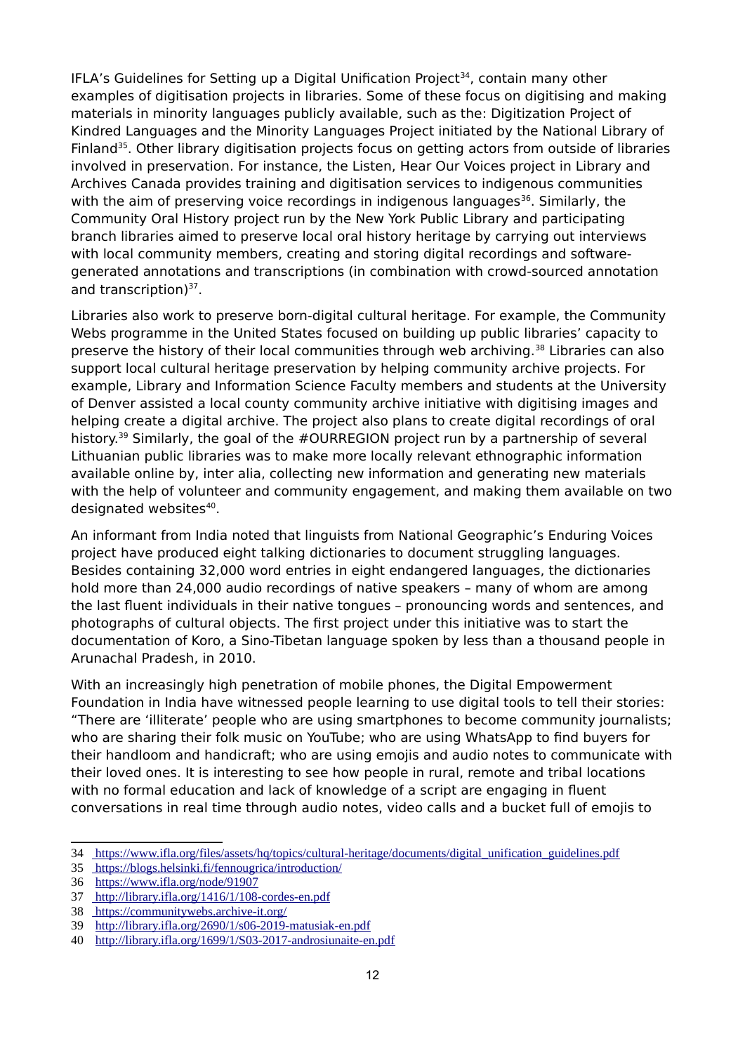IFLA's Guidelines for Setting up a Digital Unification Project[34], contain many other examples of digitisation projects in libraries. Some of these focus on digitising and making materials in minority languages publicly available, such as the: Digitization Project of Kindred Languages and the Minority Languages Project initiated by the National Library of Finland[35]. Other library digitisation projects focus on getting actors from outside of libraries involved in preservation. For instance, the Listen, Hear Our Voices project in Library and Archives Canada provides training and digitisation services to indigenous communities with the aim of preserving voice recordings in indigenous languages[36]. Similarly, the Community Oral History project run by the New York Public Library and participating branch libraries aimed to preserve local oral history heritage by carrying out interviews with local community members, creating and storing digital recordings and software-generated annotations and transcriptions (in combination with crowd-sourced annotation and transcription)[37].

Libraries also work to preserve born-digital cultural heritage. For example, the Community Webs programme in the United States focused on building up public libraries' capacity to preserve the history of their local communities through web archiving.[38] Libraries can also support local cultural heritage preservation by helping community archive projects. For example, Library and Information Science Faculty members and students at the University of Denver assisted a local county community archive initiative with digitising images and helping create a digital archive. The project also plans to create digital recordings of oral history.[39] Similarly, the goal of the #OURREGION project run by a partnership of several Lithuanian public libraries was to make more locally relevant ethnographic information available online by, inter alia, collecting new information and generating new materials with the help of volunteer and community engagement, and making them available on two designated websites[40].

An informant from India noted that linguists from National Geographic's Enduring Voices project have produced eight talking dictionaries to document struggling languages. Besides containing 32,000 word entries in eight endangered languages, the dictionaries hold more than 24,000 audio recordings of native speakers – many of whom are among the last fluent individuals in their native tongues – pronouncing words and sentences, and photographs of cultural objects. The first project under this initiative was to start the documentation of Koro, a Sino-Tibetan language spoken by less than a thousand people in Arunachal Pradesh, in 2010.

With an increasingly high penetration of mobile phones, the Digital Empowerment Foundation in India have witnessed people learning to use digital tools to tell their stories: "There are 'illiterate' people who are using smartphones to become community journalists; who are sharing their folk music on YouTube; who are using WhatsApp to find buyers for their handloom and handicraft; who are using emojis and audio notes to communicate with their loved ones. It is interesting to see how people in rural, remote and tribal locations with no formal education and lack of knowledge of a script are engaging in fluent conversations in real time through audio notes, video calls and a bucket full of emojis to

---

34 https://www.ifla.org/files/assets/hq/topics/cultural-heritage/documents/digital_unification_guidelines.pdf
35 https://blogs.helsinki.fi/fennougrica/introduction/
36 https://www.ifla.org/node/91907
37 http://library.ifla.org/1416/1/108-cordes-en.pdf
38 https://communitywebs.archive-it.org/
39 http://library.ifla.org/2690/1/s06-2019-matusiak-en.pdf
40 http://library.ifla.org/1699/1/S03-2017-androsiunaite-en.pdf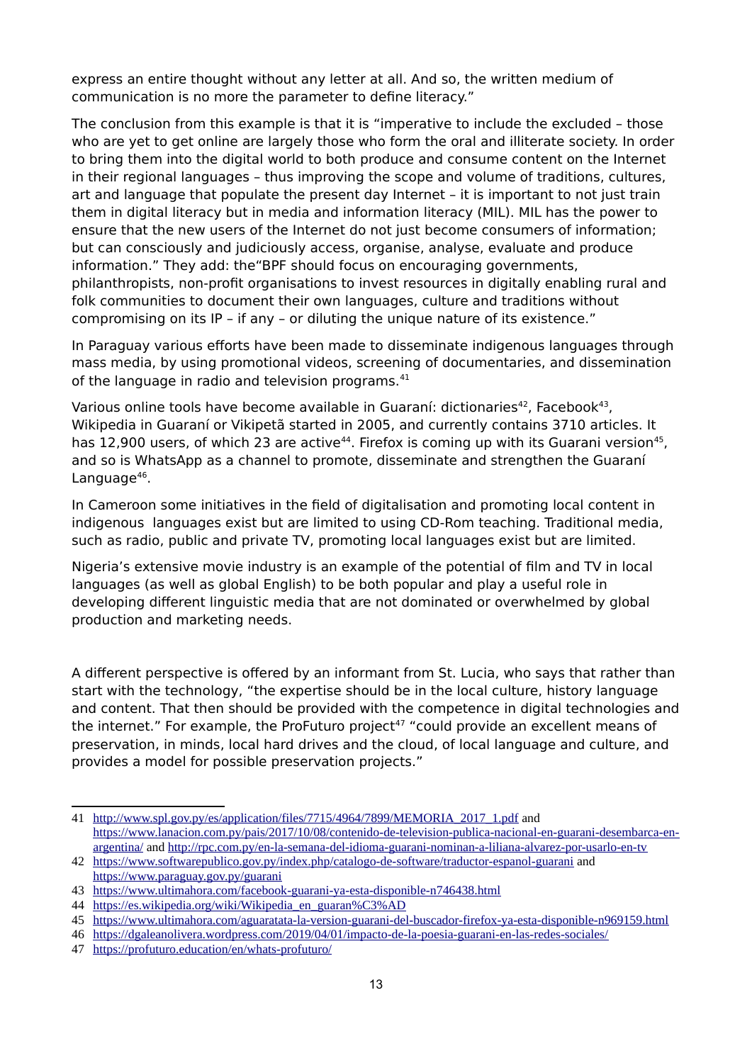express an entire thought without any letter at all. And so, the written medium of communication is no more the parameter to define literacy."

The conclusion from this example is that it is "imperative to include the excluded – those who are yet to get online are largely those who form the oral and illiterate society. In order to bring them into the digital world to both produce and consume content on the Internet in their regional languages – thus improving the scope and volume of traditions, cultures, art and language that populate the present day Internet – it is important to not just train them in digital literacy but in media and information literacy (MIL). MIL has the power to ensure that the new users of the Internet do not just become consumers of information; but can consciously and judiciously access, organise, analyse, evaluate and produce information." They add: the"BPF should focus on encouraging governments, philanthropists, non-profit organisations to invest resources in digitally enabling rural and folk communities to document their own languages, culture and traditions without compromising on its IP – if any – or diluting the unique nature of its existence."

In Paraguay various efforts have been made to disseminate indigenous languages through mass media, by using promotional videos, screening of documentaries, and dissemination of the language in radio and television programs.[41]

Various online tools have become available in Guaraní: dictionaries[42], Facebook[43], Wikipedia in Guaraní or Vikipetã started in 2005, and currently contains 3710 articles. It has 12,900 users, of which 23 are active[44]. Firefox is coming up with its Guarani version[45], and so is WhatsApp as a channel to promote, disseminate and strengthen the Guaraní Language[46].

In Cameroon some initiatives in the field of digitalisation and promoting local content in indigenous languages exist but are limited to using CD-Rom teaching. Traditional media, such as radio, public and private TV, promoting local languages exist but are limited.

Nigeria's extensive movie industry is an example of the potential of film and TV in local languages (as well as global English) to be both popular and play a useful role in developing different linguistic media that are not dominated or overwhelmed by global production and marketing needs.

A different perspective is offered by an informant from St. Lucia, who says that rather than start with the technology, "the expertise should be in the local culture, history language and content. That then should be provided with the competence in digital technologies and the internet." For example, the ProFuturo project[47] "could provide an excellent means of preservation, in minds, local hard drives and the cloud, of local language and culture, and provides a model for possible preservation projects."

---

41 http://www.spl.gov.py/es/application/files/7715/4964/7899/MEMORIA_2017_1.pdf and https://www.lanacion.com.py/pais/2017/10/08/contenido-de-television-publica-nacional-en-guarani-desembarca-en-argentina/ and http://rpc.com.py/en-la-semana-del-idioma-guarani-nominan-a-liliana-alvarez-por-usarlo-en-tv

42 https://www.softwarepublico.gov.py/index.php/catalogo-de-software/traductor-espanol-guarani and https://www.paraguay.gov.py/guarani

43 https://www.ultimahora.com/facebook-guarani-ya-esta-disponible-n746438.html

44 https://es.wikipedia.org/wiki/Wikipedia_en_guaran%C3%AD

45 https://www.ultimahora.com/aguaratata-la-version-guarani-del-buscador-firefox-ya-esta-disponible-n969159.html

46 https://dgaleanolivera.wordpress.com/2019/04/01/impacto-de-la-poesia-guarani-en-las-redes-sociales/

47 https://profuturo.education/en/whats-profuturo/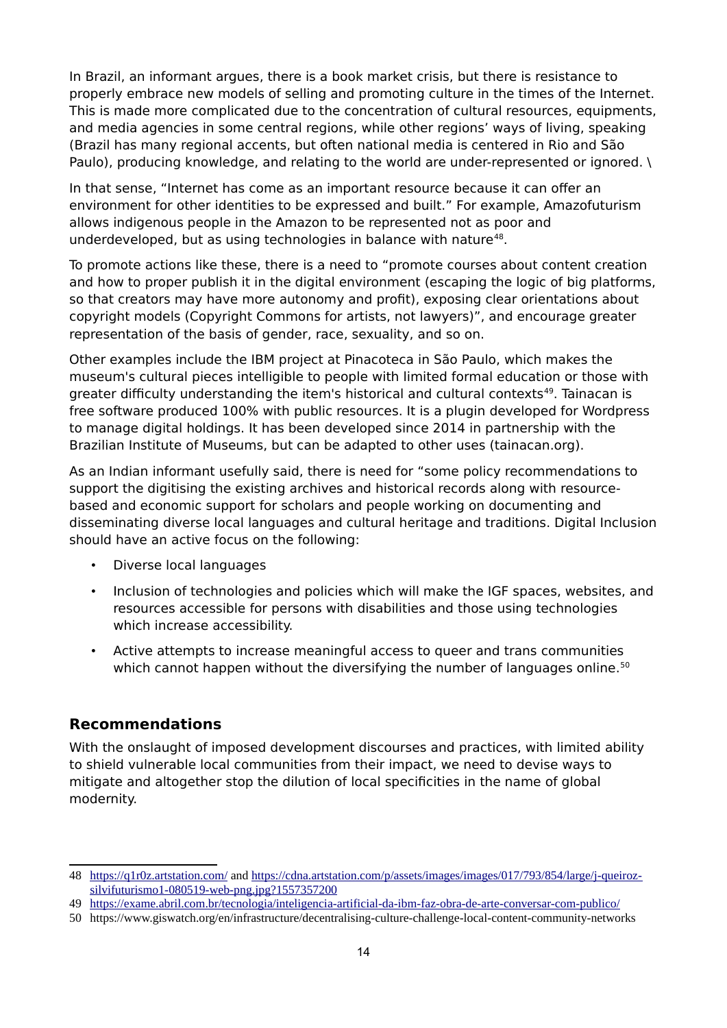In Brazil, an informant argues, there is a book market crisis, but there is resistance to properly embrace new models of selling and promoting culture in the times of the Internet. This is made more complicated due to the concentration of cultural resources, equipments, and media agencies in some central regions, while other regions' ways of living, speaking (Brazil has many regional accents, but often national media is centered in Rio and São Paulo), producing knowledge, and relating to the world are under-represented or ignored. \

In that sense, "Internet has come as an important resource because it can offer an environment for other identities to be expressed and built." For example, Amazofuturism allows indigenous people in the Amazon to be represented not as poor and underdeveloped, but as using technologies in balance with nature[48].

To promote actions like these, there is a need to "promote courses about content creation and how to proper publish it in the digital environment (escaping the logic of big platforms, so that creators may have more autonomy and profit), exposing clear orientations about copyright models (Copyright Commons for artists, not lawyers)", and encourage greater representation of the basis of gender, race, sexuality, and so on.

Other examples include the IBM project at Pinacoteca in São Paulo, which makes the museum's cultural pieces intelligible to people with limited formal education or those with greater difficulty understanding the item's historical and cultural contexts[49]. Tainacan is free software produced 100% with public resources. It is a plugin developed for Wordpress to manage digital holdings. It has been developed since 2014 in partnership with the Brazilian Institute of Museums, but can be adapted to other uses (tainacan.org).

As an Indian informant usefully said, there is need for "some policy recommendations to support the digitising the existing archives and historical records along with resource-based and economic support for scholars and people working on documenting and disseminating diverse local languages and cultural heritage and traditions. Digital Inclusion should have an active focus on the following:

- Diverse local languages
- Inclusion of technologies and policies which will make the IGF spaces, websites, and resources accessible for persons with disabilities and those using technologies which increase accessibility.
- Active attempts to increase meaningful access to queer and trans communities which cannot happen without the diversifying the number of languages online.[50]

## Recommendations

With the onslaught of imposed development discourses and practices, with limited ability to shield vulnerable local communities from their impact, we need to devise ways to mitigate and altogether stop the dilution of local specificities in the name of global modernity.

---

48 https://q1r0z.artstation.com/ and https://cdna.artstation.com/p/assets/images/images/017/793/854/large/j-queiroz-silvifuturismo1-080519-web-png.jpg?1557357200

49 https://exame.abril.com.br/tecnologia/inteligencia-artificial-da-ibm-faz-obra-de-arte-conversar-com-publico/

50 https://www.giswatch.org/en/infrastructure/decentralising-culture-challenge-local-content-community-networks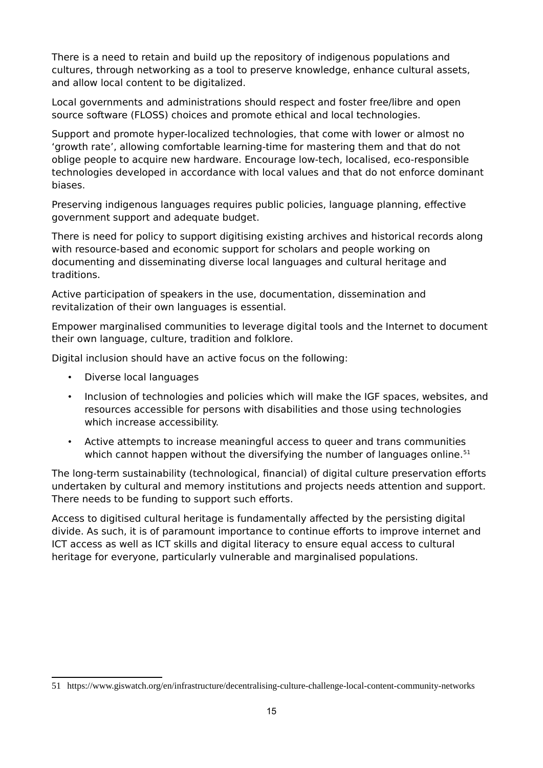There is a need to retain and build up the repository of indigenous populations and cultures, through networking as a tool to preserve knowledge, enhance cultural assets, and allow local content to be digitalized.

Local governments and administrations should respect and foster free/libre and open source software (FLOSS) choices and promote ethical and local technologies.

Support and promote hyper-localized technologies, that come with lower or almost no 'growth rate', allowing comfortable learning-time for mastering them and that do not oblige people to acquire new hardware. Encourage low-tech, localised, eco-responsible technologies developed in accordance with local values and that do not enforce dominant biases.

Preserving indigenous languages requires public policies, language planning, effective government support and adequate budget.

There is need for policy to support digitising existing archives and historical records along with resource-based and economic support for scholars and people working on documenting and disseminating diverse local languages and cultural heritage and traditions.

Active participation of speakers in the use, documentation, dissemination and revitalization of their own languages is essential.

Empower marginalised communities to leverage digital tools and the Internet to document their own language, culture, tradition and folklore.

Digital inclusion should have an active focus on the following:

- Diverse local languages
- Inclusion of technologies and policies which will make the IGF spaces, websites, and resources accessible for persons with disabilities and those using technologies which increase accessibility.
- Active attempts to increase meaningful access to queer and trans communities which cannot happen without the diversifying the number of languages online.[51]

The long-term sustainability (technological, financial) of digital culture preservation efforts undertaken by cultural and memory institutions and projects needs attention and support. There needs to be funding to support such efforts.

Access to digitised cultural heritage is fundamentally affected by the persisting digital divide. As such, it is of paramount importance to continue efforts to improve internet and ICT access as well as ICT skills and digital literacy to ensure equal access to cultural heritage for everyone, particularly vulnerable and marginalised populations.

---

51 https://www.giswatch.org/en/infrastructure/decentralising-culture-challenge-local-content-community-networks